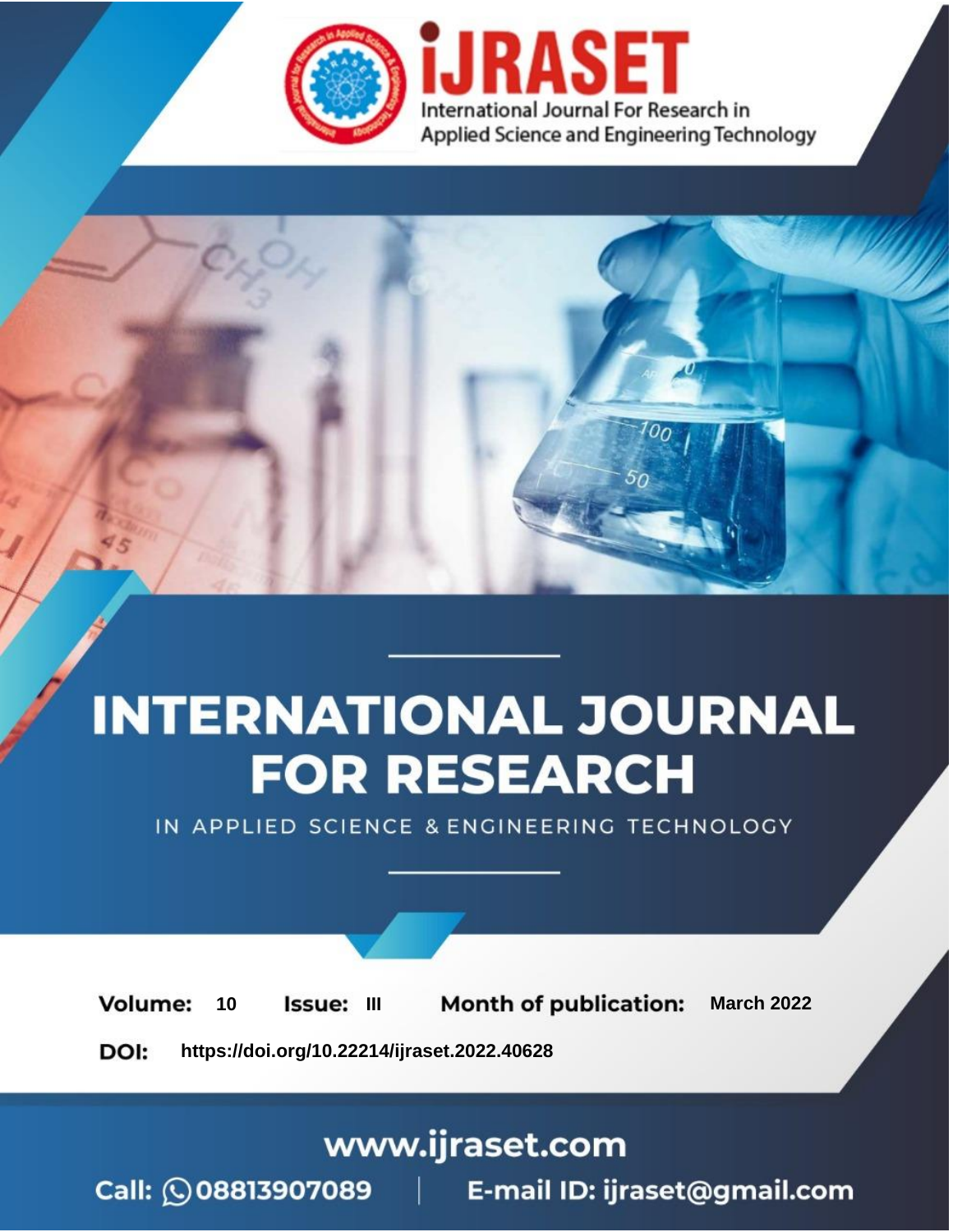International Journal For Research in Applied Science and Engineering Technology

# INTERNATIONAL JOURNAL FOR RESEARCH

IN APPLIED SCIENCE & ENGINEERING TECHNOLOGY

**Volume:** 10 **Issue:** III **Month of publication:** March 2022

**DOI:** https://doi.org/10.22214/ijraset.2022.40628

www.ijraset.com

Call: 08813907089 | E-mail ID: ijraset@gmail.com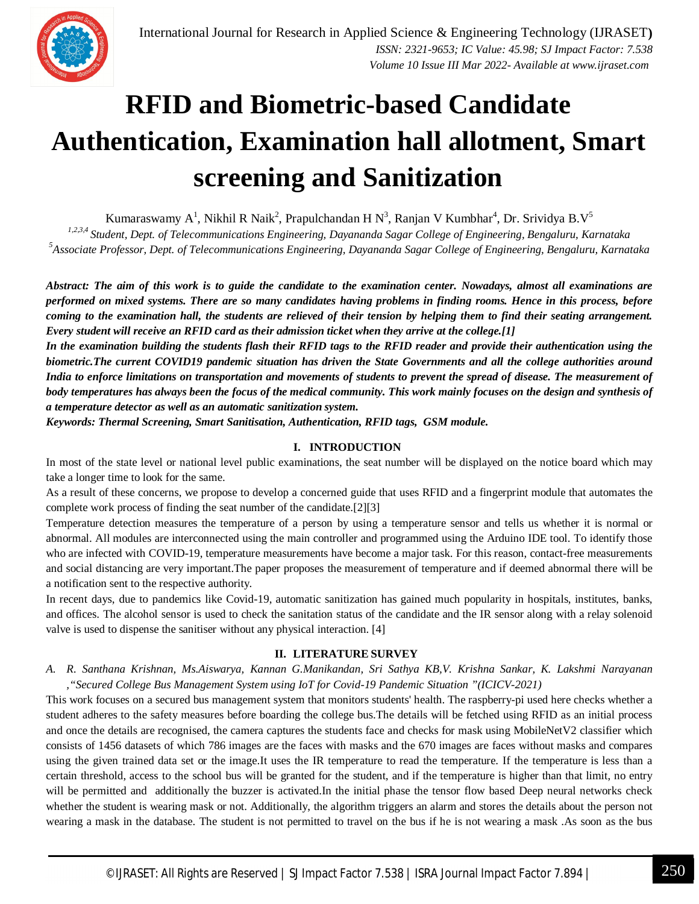# RFID and Biometric-based Candidate Authentication, Examination hall allotment, Smart screening and Sanitization

Kumaraswamy A[1], Nikhil R Naik[2], Prapulchandan H N[3], Ranjan V Kumbhar[4], Dr. Srividya B.V[5]

*[1,2,3,4] Student, Dept. of Telecommunications Engineering, Dayananda Sagar College of Engineering, Bengaluru, Karnataka*
*[5]Associate Professor, Dept. of Telecommunications Engineering, Dayananda Sagar College of Engineering, Bengaluru, Karnataka*

***Abstract: The aim of this work is to guide the candidate to the examination center. Nowadays, almost all examinations are performed on mixed systems. There are so many candidates having problems in finding rooms. Hence in this process, before coming to the examination hall, the students are relieved of their tension by helping them to find their seating arrangement. Every student will receive an RFID card as their admission ticket when they arrive at the college.[1]***
***In the examination building the students flash their RFID tags to the RFID reader and provide their authentication using the biometric.The current COVID19 pandemic situation has driven the State Governments and all the college authorities around India to enforce limitations on transportation and movements of students to prevent the spread of disease. The measurement of body temperatures has always been the focus of the medical community. This work mainly focuses on the design and synthesis of a temperature detector as well as an automatic sanitization system.***
***Keywords: Thermal Screening, Smart Sanitisation, Authentication, RFID tags, GSM module.***

## I. INTRODUCTION

In most of the state level or national level public examinations, the seat number will be displayed on the notice board which may take a longer time to look for the same.

As a result of these concerns, we propose to develop a concerned guide that uses RFID and a fingerprint module that automates the complete work process of finding the seat number of the candidate.[2][3]

Temperature detection measures the temperature of a person by using a temperature sensor and tells us whether it is normal or abnormal. All modules are interconnected using the main controller and programmed using the Arduino IDE tool. To identify those who are infected with COVID-19, temperature measurements have become a major task. For this reason, contact-free measurements and social distancing are very important.The paper proposes the measurement of temperature and if deemed abnormal there will be a notification sent to the respective authority.

In recent days, due to pandemics like Covid-19, automatic sanitization has gained much popularity in hospitals, institutes, banks, and offices. The alcohol sensor is used to check the sanitation status of the candidate and the IR sensor along with a relay solenoid valve is used to dispense the sanitiser without any physical interaction. [4]

## II. LITERATURE SURVEY

*A. R. Santhana Krishnan, Ms.Aiswarya, Kannan G.Manikandan, Sri Sathya KB,V. Krishna Sankar, K. Lakshmi Narayanan ,"Secured College Bus Management System using IoT for Covid-19 Pandemic Situation "(ICICV-2021)*

This work focuses on a secured bus management system that monitors students' health. The raspberry-pi used here checks whether a student adheres to the safety measures before boarding the college bus.The details will be fetched using RFID as an initial process and once the details are recognised, the camera captures the students face and checks for mask using MobileNetV2 classifier which consists of 1456 datasets of which 786 images are the faces with masks and the 670 images are faces without masks and compares using the given trained data set or the image.It uses the IR temperature to read the temperature. If the temperature is less than a certain threshold, access to the school bus will be granted for the student, and if the temperature is higher than that limit, no entry will be permitted and additionally the buzzer is activated.In the initial phase the tensor flow based Deep neural networks check whether the student is wearing mask or not. Additionally, the algorithm triggers an alarm and stores the details about the person not wearing a mask in the database. The student is not permitted to travel on the bus if he is not wearing a mask .As soon as the bus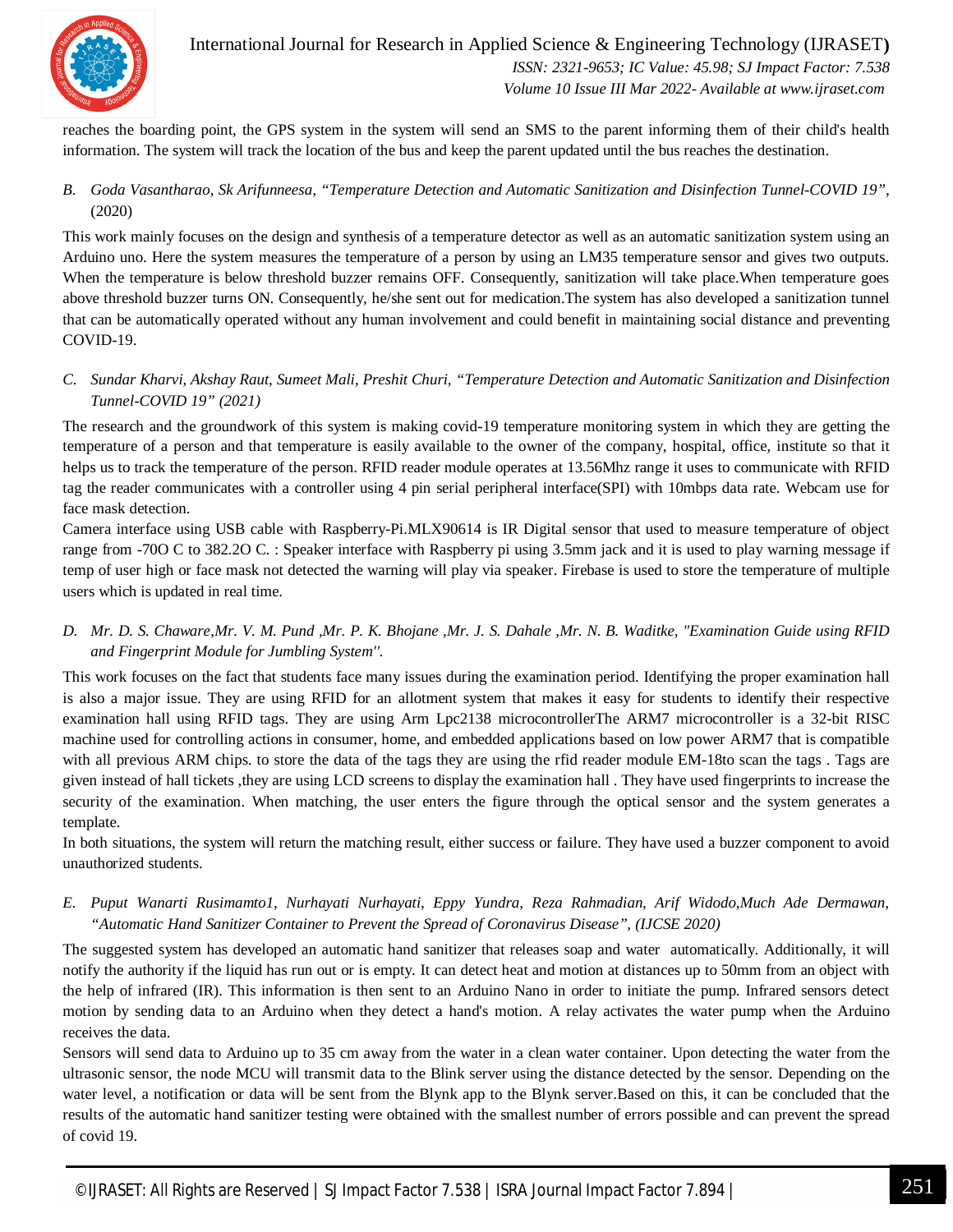reaches the boarding point, the GPS system in the system will send an SMS to the parent informing them of their child's health information. The system will track the location of the bus and keep the parent updated until the bus reaches the destination.

### B. *Goda Vasantharao, Sk Arifunneesa, "Temperature Detection and Automatic Sanitization and Disinfection Tunnel-COVID 19",* (2020)

This work mainly focuses on the design and synthesis of a temperature detector as well as an automatic sanitization system using an Arduino uno. Here the system measures the temperature of a person by using an LM35 temperature sensor and gives two outputs. When the temperature is below threshold buzzer remains OFF. Consequently, sanitization will take place.When temperature goes above threshold buzzer turns ON. Consequently, he/she sent out for medication.The system has also developed a sanitization tunnel that can be automatically operated without any human involvement and could benefit in maintaining social distance and preventing COVID-19.

### C. *Sundar Kharvi, Akshay Raut, Sumeet Mali, Preshit Churi, "Temperature Detection and Automatic Sanitization and Disinfection Tunnel-COVID 19" (2021)*

The research and the groundwork of this system is making covid-19 temperature monitoring system in which they are getting the temperature of a person and that temperature is easily available to the owner of the company, hospital, office, institute so that it helps us to track the temperature of the person. RFID reader module operates at 13.56Mhz range it uses to communicate with RFID tag the reader communicates with a controller using 4 pin serial peripheral interface(SPI) with 10mbps data rate. Webcam use for face mask detection.

Camera interface using USB cable with Raspberry-Pi.MLX90614 is IR Digital sensor that used to measure temperature of object range from -70O C to 382.2O C. : Speaker interface with Raspberry pi using 3.5mm jack and it is used to play warning message if temp of user high or face mask not detected the warning will play via speaker. Firebase is used to store the temperature of multiple users which is updated in real time.

### D. *Mr. D. S. Chaware,Mr. V. M. Pund ,Mr. P. K. Bhojane ,Mr. J. S. Dahale ,Mr. N. B. Waditke, "Examination Guide using RFID and Fingerprint Module for Jumbling System".*

This work focuses on the fact that students face many issues during the examination period. Identifying the proper examination hall is also a major issue. They are using RFID for an allotment system that makes it easy for students to identify their respective examination hall using RFID tags. They are using Arm Lpc2138 microcontrollerThe ARM7 microcontroller is a 32-bit RISC machine used for controlling actions in consumer, home, and embedded applications based on low power ARM7 that is compatible with all previous ARM chips. to store the data of the tags they are using the rfid reader module EM-18to scan the tags . Tags are given instead of hall tickets ,they are using LCD screens to display the examination hall . They have used fingerprints to increase the security of the examination. When matching, the user enters the figure through the optical sensor and the system generates a template.

In both situations, the system will return the matching result, either success or failure. They have used a buzzer component to avoid unauthorized students.

### E. *Puput Wanarti Rusimamto1, Nurhayati Nurhayati, Eppy Yundra, Reza Rahmadian, Arif Widodo,Much Ade Dermawan, "Automatic Hand Sanitizer Container to Prevent the Spread of Coronavirus Disease", (IJCSE 2020)*

The suggested system has developed an automatic hand sanitizer that releases soap and water automatically. Additionally, it will notify the authority if the liquid has run out or is empty. It can detect heat and motion at distances up to 50mm from an object with the help of infrared (IR). This information is then sent to an Arduino Nano in order to initiate the pump. Infrared sensors detect motion by sending data to an Arduino when they detect a hand's motion. A relay activates the water pump when the Arduino receives the data.

Sensors will send data to Arduino up to 35 cm away from the water in a clean water container. Upon detecting the water from the ultrasonic sensor, the node MCU will transmit data to the Blink server using the distance detected by the sensor. Depending on the water level, a notification or data will be sent from the Blynk app to the Blynk server.Based on this, it can be concluded that the results of the automatic hand sanitizer testing were obtained with the smallest number of errors possible and can prevent the spread of covid 19.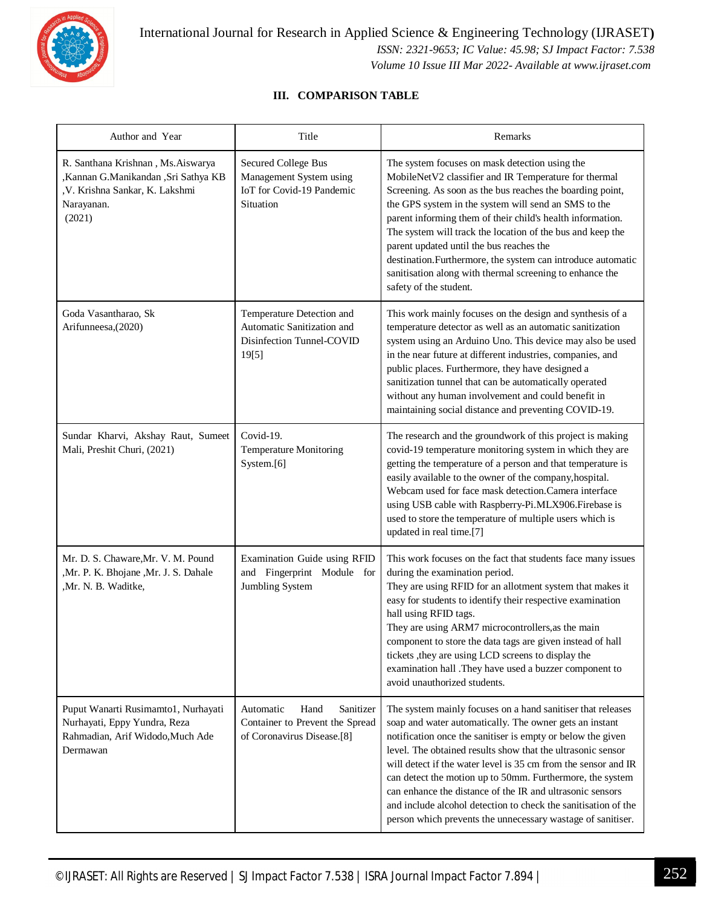## III. COMPARISON TABLE

| Author and Year | Title | Remarks |
|---|---|---|
| R. Santhana Krishnan , Ms.Aiswarya ,Kannan G.Manikandan ,Sri Sathya KB ,V. Krishna Sankar, K. Lakshmi Narayanan. (2021) | Secured College Bus Management System using IoT for Covid-19 Pandemic Situation | The system focuses on mask detection using the MobileNetV2 classifier and IR Temperature for thermal Screening. As soon as the bus reaches the boarding point, the GPS system in the system will send an SMS to the parent informing them of their child's health information. The system will track the location of the bus and keep the parent updated until the bus reaches the destination.Furthermore, the system can introduce automatic sanitisation along with thermal screening to enhance the safety of the student. |
| Goda Vasantharao, Sk Arifunneesa,(2020) | Temperature Detection and Automatic Sanitization and Disinfection Tunnel-COVID 19[5] | This work mainly focuses on the design and synthesis of a temperature detector as well as an automatic sanitization system using an Arduino Uno. This device may also be used in the near future at different industries, companies, and public places. Furthermore, they have designed a sanitization tunnel that can be automatically operated without any human involvement and could benefit in maintaining social distance and preventing COVID-19. |
| Sundar Kharvi, Akshay Raut, Sumeet Mali, Preshit Churi, (2021) | Covid-19. Temperature Monitoring System.[6] | The research and the groundwork of this project is making covid-19 temperature monitoring system in which they are getting the temperature of a person and that temperature is easily available to the owner of the company,hospital. Webcam used for face mask detection.Camera interface using USB cable with Raspberry-Pi.MLX906.Firebase is used to store the temperature of multiple users which is updated in real time.[7] |
| Mr. D. S. Chaware,Mr. V. M. Pound ,Mr. P. K. Bhojane ,Mr. J. S. Dahale ,Mr. N. B. Waditke, | Examination Guide using RFID and Fingerprint Module for Jumbling System | This work focuses on the fact that students face many issues during the examination period. They are using RFID for an allotment system that makes it easy for students to identify their respective examination hall using RFID tags. They are using ARM7 microcontrollers,as the main component to store the data tags are given instead of hall tickets ,they are using LCD screens to display the examination hall .They have used a buzzer component to avoid unauthorized students. |
| Puput Wanarti Rusimamto1, Nurhayati Nurhayati, Eppy Yundra, Reza Rahmadian, Arif Widodo,Much Ade Dermawan | Automatic Hand Sanitizer Container to Prevent the Spread of Coronavirus Disease.[8] | The system mainly focuses on a hand sanitiser that releases soap and water automatically. The owner gets an instant notification once the sanitiser is empty or below the given level. The obtained results show that the ultrasonic sensor will detect if the water level is 35 cm from the sensor and IR can detect the motion up to 50mm. Furthermore, the system can enhance the distance of the IR and ultrasonic sensors and include alcohol detection to check the sanitisation of the person which prevents the unnecessary wastage of sanitiser. |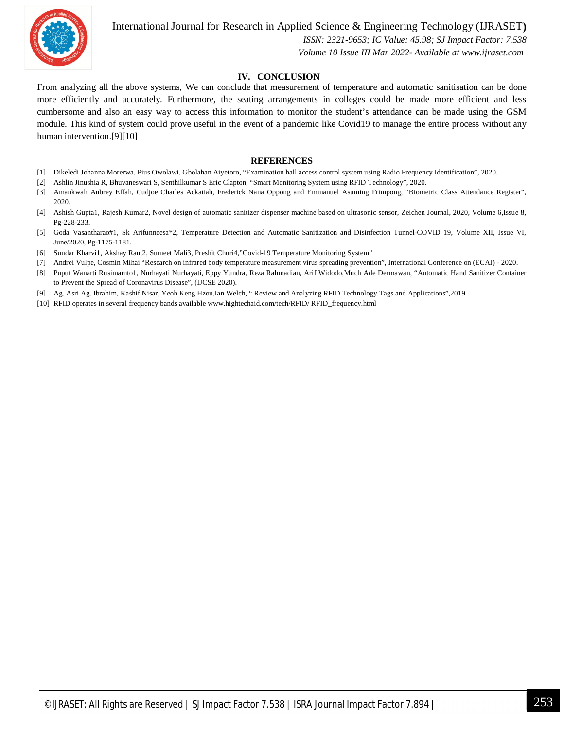## IV. CONCLUSION

From analyzing all the above systems, We can conclude that measurement of temperature and automatic sanitisation can be done more efficiently and accurately. Furthermore, the seating arrangements in colleges could be made more efficient and less cumbersome and also an easy way to access this information to monitor the student's attendance can be made using the GSM module. This kind of system could prove useful in the event of a pandemic like Covid19 to manage the entire process without any human intervention.[9][10]

## REFERENCES

[1] Dikeledi Johanna Morerwa, Pius Owolawi, Gbolahan Aiyetoro, "Examination hall access control system using Radio Frequency Identification", 2020.

[2] Ashlin Jinushia R, Bhuvaneswari S, Senthilkumar S Eric Clapton, "Smart Monitoring System using RFID Technology", 2020.

[3] Amankwah Aubrey Effah, Cudjoe Charles Ackatiah, Frederick Nana Oppong and Emmanuel Asuming Frimpong, "Biometric Class Attendance Register", 2020.

[4] Ashish Gupta1, Rajesh Kumar2, Novel design of automatic sanitizer dispenser machine based on ultrasonic sensor, Zeichen Journal, 2020, Volume 6,Issue 8, Pg-228-233.

[5] Goda Vasantharao#1, Sk Arifunneesa*2, Temperature Detection and Automatic Sanitization and Disinfection Tunnel-COVID 19, Volume XII, Issue VI, June/2020, Pg-1175-1181.

[6] Sundar Kharvi1, Akshay Raut2, Sumeet Mali3, Preshit Churi4,"Covid-19 Temperature Monitoring System"

[7] Andrei Vulpe, Cosmin Mihai "Research on infrared body temperature measurement virus spreading prevention", International Conference on (ECAI) - 2020.

[8] Puput Wanarti Rusimamto1, Nurhayati Nurhayati, Eppy Yundra, Reza Rahmadian, Arif Widodo,Much Ade Dermawan, "Automatic Hand Sanitizer Container to Prevent the Spread of Coronavirus Disease", (IJCSE 2020).

[9] Ag. Asri Ag. Ibrahim, Kashif Nisar, Yeoh Keng Hzou,Ian Welch, " Review and Analyzing RFID Technology Tags and Applications",2019

[10] RFID operates in several frequency bands available www.hightechaid.com/tech/RFID/ RFID_frequency.html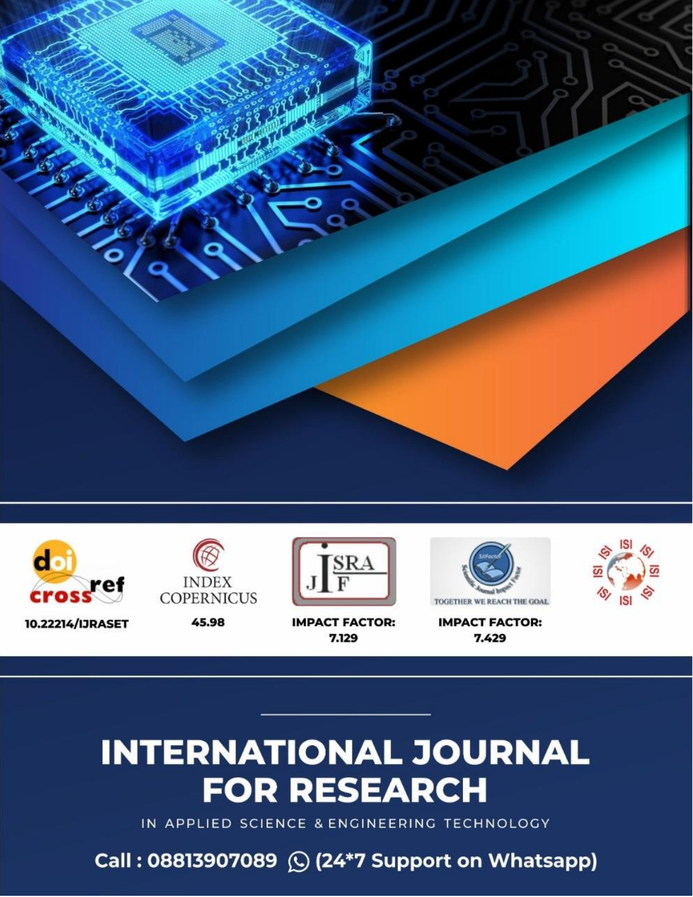10.22214/IJRASET

INDEX COPERNICUS

45.98

IMPACT FACTOR: 7.129

IMPACT FACTOR: 7.429

# INTERNATIONAL JOURNAL FOR RESEARCH

IN APPLIED SCIENCE & ENGINEERING TECHNOLOGY

Call : 08813907089 (24*7 Support on Whatsapp)